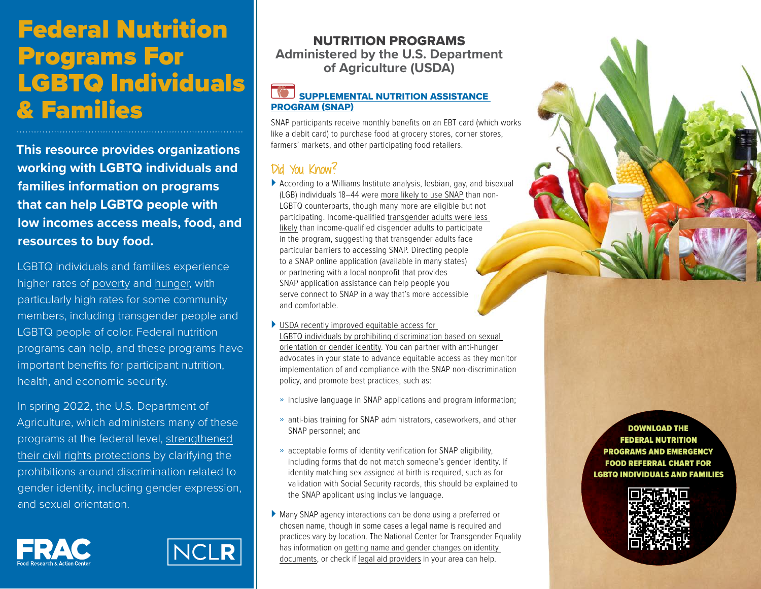# Federal Nutrition Programs For LGBTQ Individuals & Families

**This resource provides organizations working with LGBTQ individuals and families information on programs that can help LGBTQ people with low incomes access meals, food, and resources to buy food.**

LGBTQ individuals and families experience higher rates of poverty and hunger, with particularly high rates for some community members, including transgender people and LGBTQ people of color. Federal nutrition programs can help, and these programs have important benefits for participant nutrition, health, and economic security.

In spring 2022, the U.S. Department of Agriculture, which administers many of these programs at the federal level, strengthened their civil rights protections by clarifying the prohibitions around discrimination related to gender identity, including gender expression, and sexual orientation.

FRAC Food Research & Action Center

NCLR

## NUTRITION PROGRAMS Administered by the U.S. Department of Agriculture (USDA)

### SUPPLEMENTAL NUTRITION ASSISTANCE PROGRAM (SNAP)

SNAP participants receive monthly benefits on an EBT card (which works like a debit card) to purchase food at grocery stores, corner stores, farmers' markets, and other participating food retailers.

#### Did You Know?

- According to a Williams Institute analysis, lesbian, gay, and bisexual (LGB) individuals 18–44 were more likely to use SNAP than non-LGBTQ counterparts, though many more are eligible but not participating. Income-qualified transgender adults were less likely than income-qualified cisgender adults to participate in the program, suggesting that transgender adults face particular barriers to accessing SNAP. Directing people to a SNAP online application (available in many states) or partnering with a local nonprofit that provides SNAP application assistance can help people you serve connect to SNAP in a way that's more accessible and comfortable.
- USDA recently improved equitable access for LGBTQ individuals by prohibiting discrimination based on sexual orientation or gender identity. You can partner with anti-hunger advocates in your state to advance equitable access as they monitor implementation of and compliance with the SNAP non-discrimination policy, and promote best practices, such as:
  - inclusive language in SNAP applications and program information;
  - anti-bias training for SNAP administrators, caseworkers, and other SNAP personnel; and
  - acceptable forms of identity verification for SNAP eligibility, including forms that do not match someone's gender identity. If identity matching sex assigned at birth is required, such as for validation with Social Security records, this should be explained to the SNAP applicant using inclusive language.
- Many SNAP agency interactions can be done using a preferred or chosen name, though in some cases a legal name is required and practices vary by location. The National Center for Transgender Equality has information on getting name and gender changes on identity documents, or check if legal aid providers in your area can help.

**DOWNLOAD THE FEDERAL NUTRITION PROGRAMS AND EMERGENCY FOOD REFERRAL CHART FOR LGBTQ INDIVIDUALS AND FAMILIES**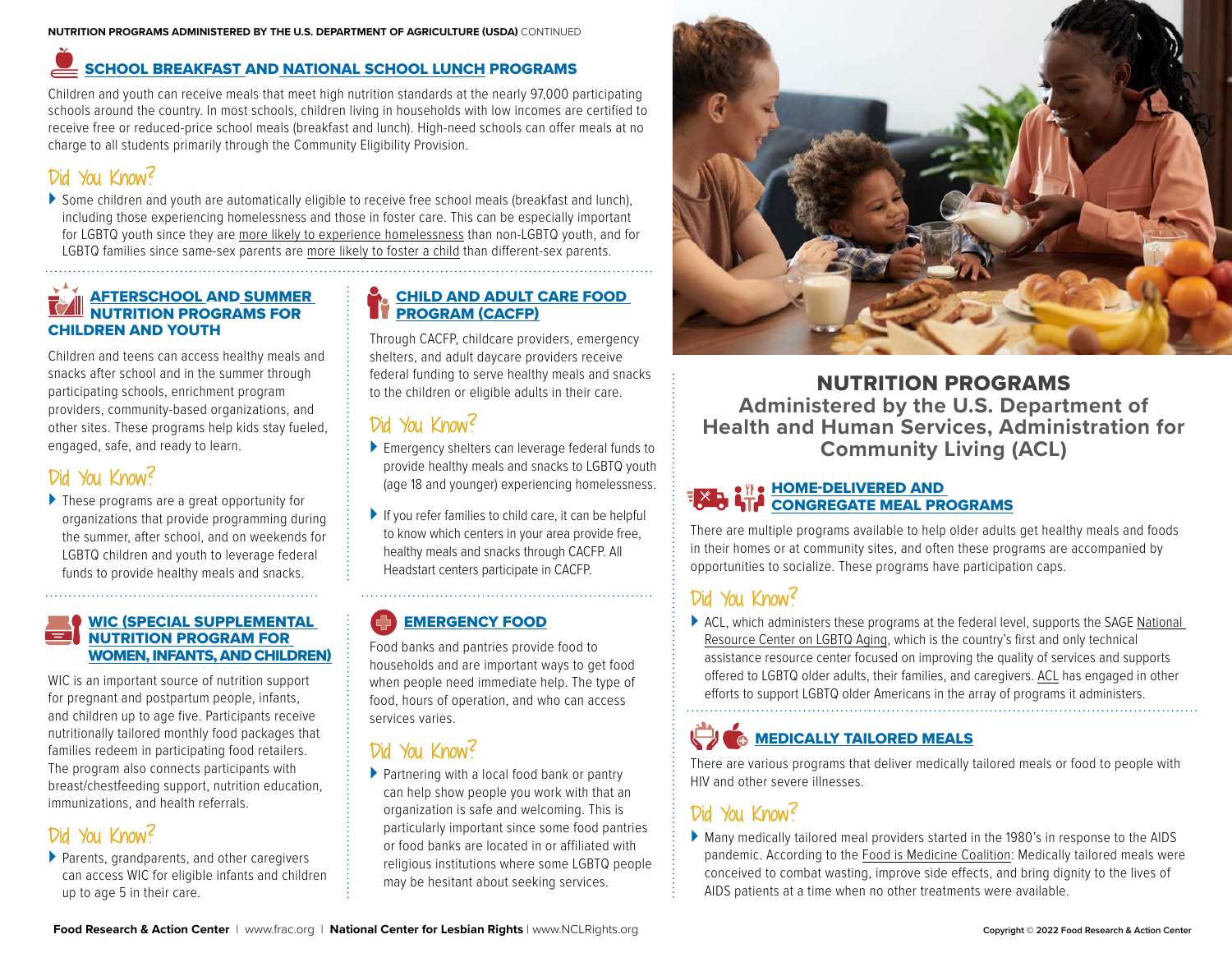**NUTRITION PROGRAMS ADMINISTERED BY THE U.S. DEPARTMENT OF AGRICULTURE (USDA)** CONTINUED

## SCHOOL BREAKFAST AND NATIONAL SCHOOL LUNCH PROGRAMS

Children and youth can receive meals that meet high nutrition standards at the nearly 97,000 participating schools around the country. In most schools, children living in households with low incomes are certified to receive free or reduced-price school meals (breakfast and lunch). High-need schools can offer meals at no charge to all students primarily through the Community Eligibility Provision.

### Did You Know?

- Some children and youth are automatically eligible to receive free school meals (breakfast and lunch), including those experiencing homelessness and those in foster care. This can be especially important for LGBTQ youth since they are more likely to experience homelessness than non-LGBTQ youth, and for LGBTQ families since same-sex parents are more likely to foster a child than different-sex parents.

## AFTERSCHOOL AND SUMMER NUTRITION PROGRAMS FOR CHILDREN AND YOUTH

Children and teens can access healthy meals and snacks after school and in the summer through participating schools, enrichment program providers, community-based organizations, and other sites. These programs help kids stay fueled, engaged, safe, and ready to learn.

### Did You Know?

- These programs are a great opportunity for organizations that provide programming during the summer, after school, and on weekends for LGBTQ children and youth to leverage federal funds to provide healthy meals and snacks.

## WIC (SPECIAL SUPPLEMENTAL NUTRITION PROGRAM FOR WOMEN, INFANTS, AND CHILDREN)

WIC is an important source of nutrition support for pregnant and postpartum people, infants, and children up to age five. Participants receive nutritionally tailored monthly food packages that families redeem in participating food retailers. The program also connects participants with breast/chestfeeding support, nutrition education, immunizations, and health referrals.

### Did You Know?

- Parents, grandparents, and other caregivers can access WIC for eligible infants and children up to age 5 in their care.

## CHILD AND ADULT CARE FOOD PROGRAM (CACFP)

Through CACFP, childcare providers, emergency shelters, and adult daycare providers receive federal funding to serve healthy meals and snacks to the children or eligible adults in their care.

### Did You Know?

- Emergency shelters can leverage federal funds to provide healthy meals and snacks to LGBTQ youth (age 18 and younger) experiencing homelessness.
- If you refer families to child care, it can be helpful to know which centers in your area provide free, healthy meals and snacks through CACFP. All Headstart centers participate in CACFP.

## EMERGENCY FOOD

Food banks and pantries provide food to households and are important ways to get food when people need immediate help. The type of food, hours of operation, and who can access services varies.

### Did You Know?

- Partnering with a local food bank or pantry can help show people you work with that an organization is safe and welcoming. This is particularly important since some food pantries or food banks are located in or affiliated with religious institutions where some LGBTQ people may be hesitant about seeking services.

# NUTRITION PROGRAMS

**Administered by the U.S. Department of Health and Human Services, Administration for Community Living (ACL)**

## HOME-DELIVERED AND CONGREGATE MEAL PROGRAMS

There are multiple programs available to help older adults get healthy meals and foods in their homes or at community sites, and often these programs are accompanied by opportunities to socialize. These programs have participation caps.

### Did You Know?

- ACL, which administers these programs at the federal level, supports the SAGE National Resource Center on LGBTQ Aging, which is the country's first and only technical assistance resource center focused on improving the quality of services and supports offered to LGBTQ older adults, their families, and caregivers. ACL has engaged in other efforts to support LGBTQ older Americans in the array of programs it administers.

## MEDICALLY TAILORED MEALS

There are various programs that deliver medically tailored meals or food to people with HIV and other severe illnesses.

### Did You Know?

- Many medically tailored meal providers started in the 1980's in response to the AIDS pandemic. According to the Food is Medicine Coalition: Medically tailored meals were conceived to combat wasting, improve side effects, and bring dignity to the lives of AIDS patients at a time when no other treatments were available.

**Food Research & Action Center** | www.frac.org | **National Center for Lesbian Rights** | www.NCLRights.org

Copyright © 2022 Food Research & Action Center